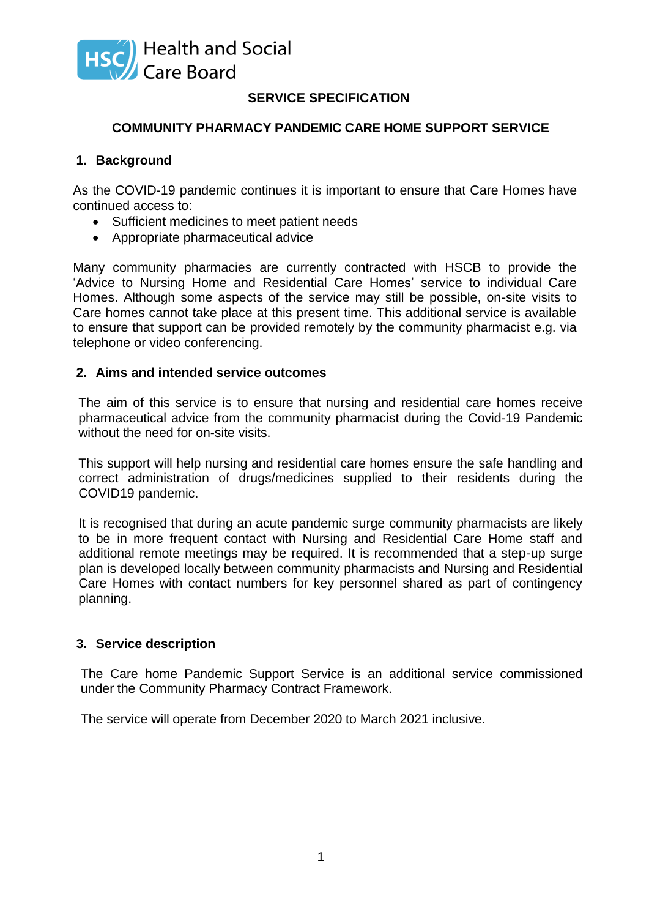Health and Social Care Board

# SERVICE SPECIFICATION

## COMMUNITY PHARMACY PANDEMIC CARE HOME SUPPORT SERVICE

### 1. Background

As the COVID-19 pandemic continues it is important to ensure that Care Homes have continued access to:

- Sufficient medicines to meet patient needs
- Appropriate pharmaceutical advice

Many community pharmacies are currently contracted with HSCB to provide the 'Advice to Nursing Home and Residential Care Homes' service to individual Care Homes. Although some aspects of the service may still be possible, on-site visits to Care homes cannot take place at this present time. This additional service is available to ensure that support can be provided remotely by the community pharmacist e.g. via telephone or video conferencing.

### 2. Aims and intended service outcomes

The aim of this service is to ensure that nursing and residential care homes receive pharmaceutical advice from the community pharmacist during the Covid-19 Pandemic without the need for on-site visits.

This support will help nursing and residential care homes ensure the safe handling and correct administration of drugs/medicines supplied to their residents during the COVID19 pandemic.

It is recognised that during an acute pandemic surge community pharmacists are likely to be in more frequent contact with Nursing and Residential Care Home staff and additional remote meetings may be required. It is recommended that a step-up surge plan is developed locally between community pharmacists and Nursing and Residential Care Homes with contact numbers for key personnel shared as part of contingency planning.

### 3. Service description

The Care home Pandemic Support Service is an additional service commissioned under the Community Pharmacy Contract Framework.

The service will operate from December 2020 to March 2021 inclusive.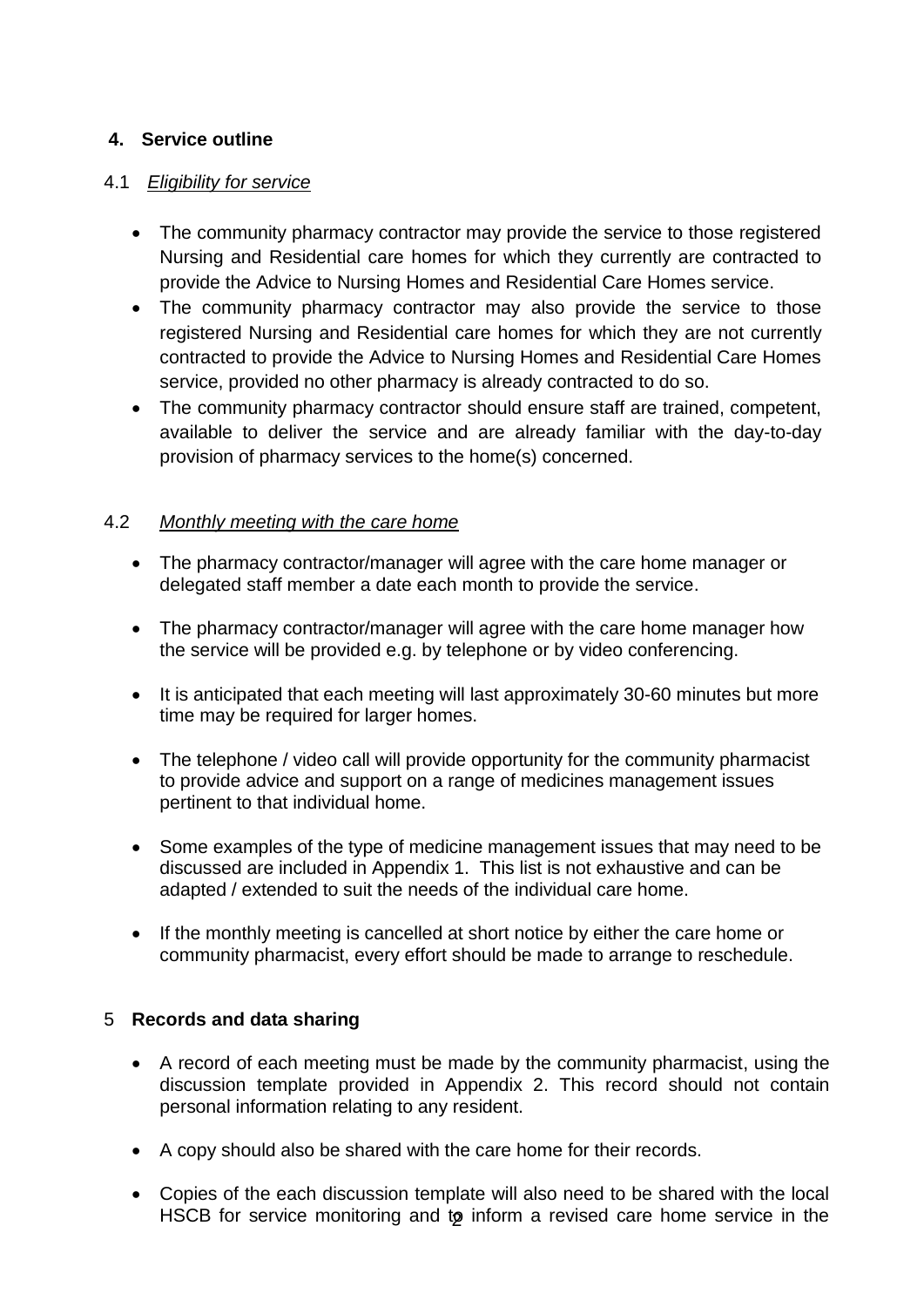## 4. Service outline

4.1 *Eligibility for service*

- The community pharmacy contractor may provide the service to those registered Nursing and Residential care homes for which they currently are contracted to provide the Advice to Nursing Homes and Residential Care Homes service.
- The community pharmacy contractor may also provide the service to those registered Nursing and Residential care homes for which they are not currently contracted to provide the Advice to Nursing Homes and Residential Care Homes service, provided no other pharmacy is already contracted to do so.
- The community pharmacy contractor should ensure staff are trained, competent, available to deliver the service and are already familiar with the day-to-day provision of pharmacy services to the home(s) concerned.

4.2 *Monthly meeting with the care home*

- The pharmacy contractor/manager will agree with the care home manager or delegated staff member a date each month to provide the service.
- The pharmacy contractor/manager will agree with the care home manager how the service will be provided e.g. by telephone or by video conferencing.
- It is anticipated that each meeting will last approximately 30-60 minutes but more time may be required for larger homes.
- The telephone / video call will provide opportunity for the community pharmacist to provide advice and support on a range of medicines management issues pertinent to that individual home.
- Some examples of the type of medicine management issues that may need to be discussed are included in Appendix 1. This list is not exhaustive and can be adapted / extended to suit the needs of the individual care home.
- If the monthly meeting is cancelled at short notice by either the care home or community pharmacist, every effort should be made to arrange to reschedule.

## 5 Records and data sharing

- A record of each meeting must be made by the community pharmacist, using the discussion template provided in Appendix 2. This record should not contain personal information relating to any resident.
- A copy should also be shared with the care home for their records.
- Copies of the each discussion template will also need to be shared with the local HSCB for service monitoring and to inform a revised care home service in the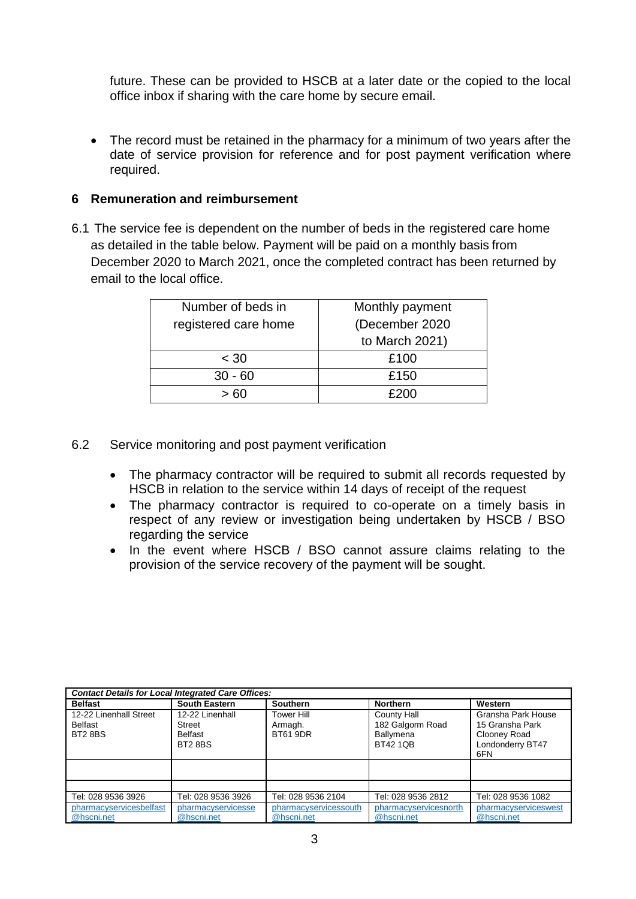future. These can be provided to HSCB at a later date or the copied to the local office inbox if sharing with the care home by secure email.

- The record must be retained in the pharmacy for a minimum of two years after the date of service provision for reference and for post payment verification where required.

## 6 Remuneration and reimbursement

6.1 The service fee is dependent on the number of beds in the registered care home as detailed in the table below. Payment will be paid on a monthly basis from December 2020 to March 2021, once the completed contract has been returned by email to the local office.

| Number of beds in registered care home | Monthly payment (December 2020 to March 2021) |
|---|---|
| < 30 | £100 |
| 30 - 60 | £150 |
| > 60 | £200 |

6.2 Service monitoring and post payment verification

- The pharmacy contractor will be required to submit all records requested by HSCB in relation to the service within 14 days of receipt of the request
- The pharmacy contractor is required to co-operate on a timely basis in respect of any review or investigation being undertaken by HSCB / BSO regarding the service
- In the event where HSCB / BSO cannot assure claims relating to the provision of the service recovery of the payment will be sought.

| ***Contact Details for Local Integrated Care Offices:*** | | | | |
|---|---|---|---|---|
| **Belfast** | **South Eastern** | **Southern** | **Northern** | **Western** |
| 12-22 Linenhall Street Belfast BT2 8BS | 12-22 Linenhall Street Belfast BT2 8BS | Tower Hill Armagh. BT61 9DR | County Hall 182 Galgorm Road Ballymena BT42 1QB | Gransha Park House 15 Gransha Park Clooney Road Londonderry BT47 6FN |
| | | | | |
| | | | | |
| Tel: 028 9536 3926 | Tel: 028 9536 3926 | Tel: 028 9536 2104 | Tel: 028 9536 2812 | Tel: 028 9536 1082 |
| pharmacyservicesbelfast@hscni.net | pharmacyservicesse@hscni.net | pharmacyservicessouth@hscni.net | pharmacyservicesnorth@hscni.net | pharmacyserviceswest@hscni.net |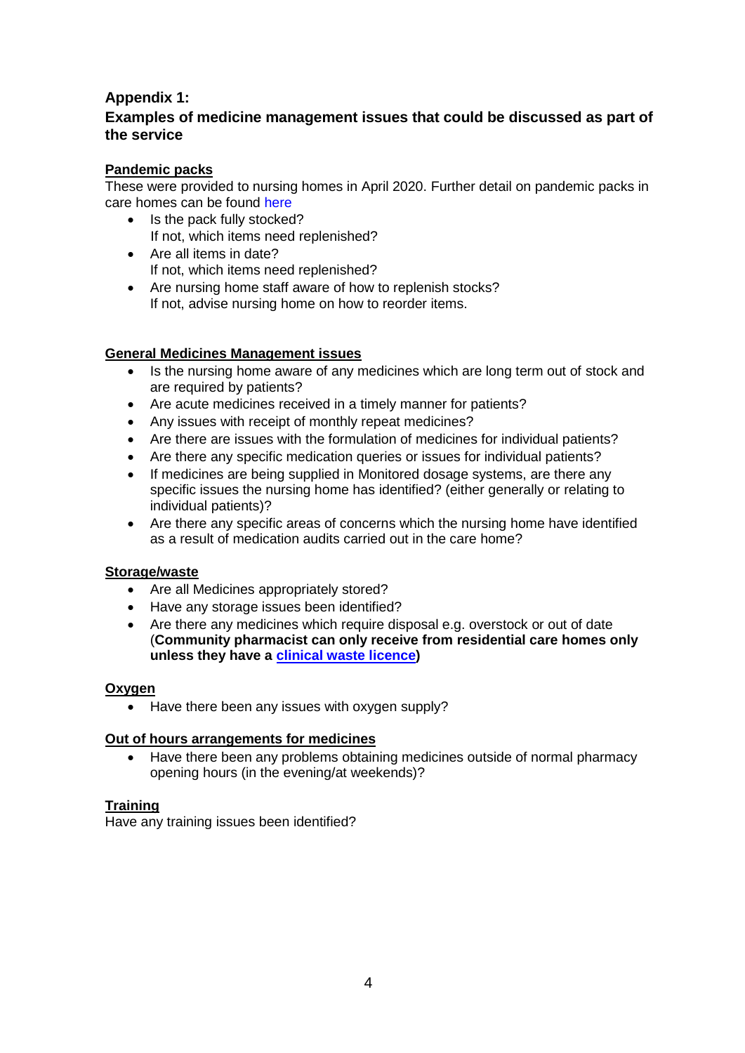## Appendix 1:

## Examples of medicine management issues that could be discussed as part of the service

**Pandemic packs**

These were provided to nursing homes in April 2020. Further detail on pandemic packs in care homes can be found here

- Is the pack fully stocked?
  If not, which items need replenished?
- Are all items in date?
  If not, which items need replenished?
- Are nursing home staff aware of how to replenish stocks?
  If not, advise nursing home on how to reorder items.

**General Medicines Management issues**

- Is the nursing home aware of any medicines which are long term out of stock and are required by patients?
- Are acute medicines received in a timely manner for patients?
- Any issues with receipt of monthly repeat medicines?
- Are there are issues with the formulation of medicines for individual patients?
- Are there any specific medication queries or issues for individual patients?
- If medicines are being supplied in Monitored dosage systems, are there any specific issues the nursing home has identified? (either generally or relating to individual patients)?
- Are there any specific areas of concerns which the nursing home have identified as a result of medication audits carried out in the care home?

**Storage/waste**

- Are all Medicines appropriately stored?
- Have any storage issues been identified?
- Are there any medicines which require disposal e.g. overstock or out of date (**Community pharmacist can only receive from residential care homes only unless they have a clinical waste licence)**

**Oxygen**

- Have there been any issues with oxygen supply?

**Out of hours arrangements for medicines**

- Have there been any problems obtaining medicines outside of normal pharmacy opening hours (in the evening/at weekends)?

**Training**

Have any training issues been identified?